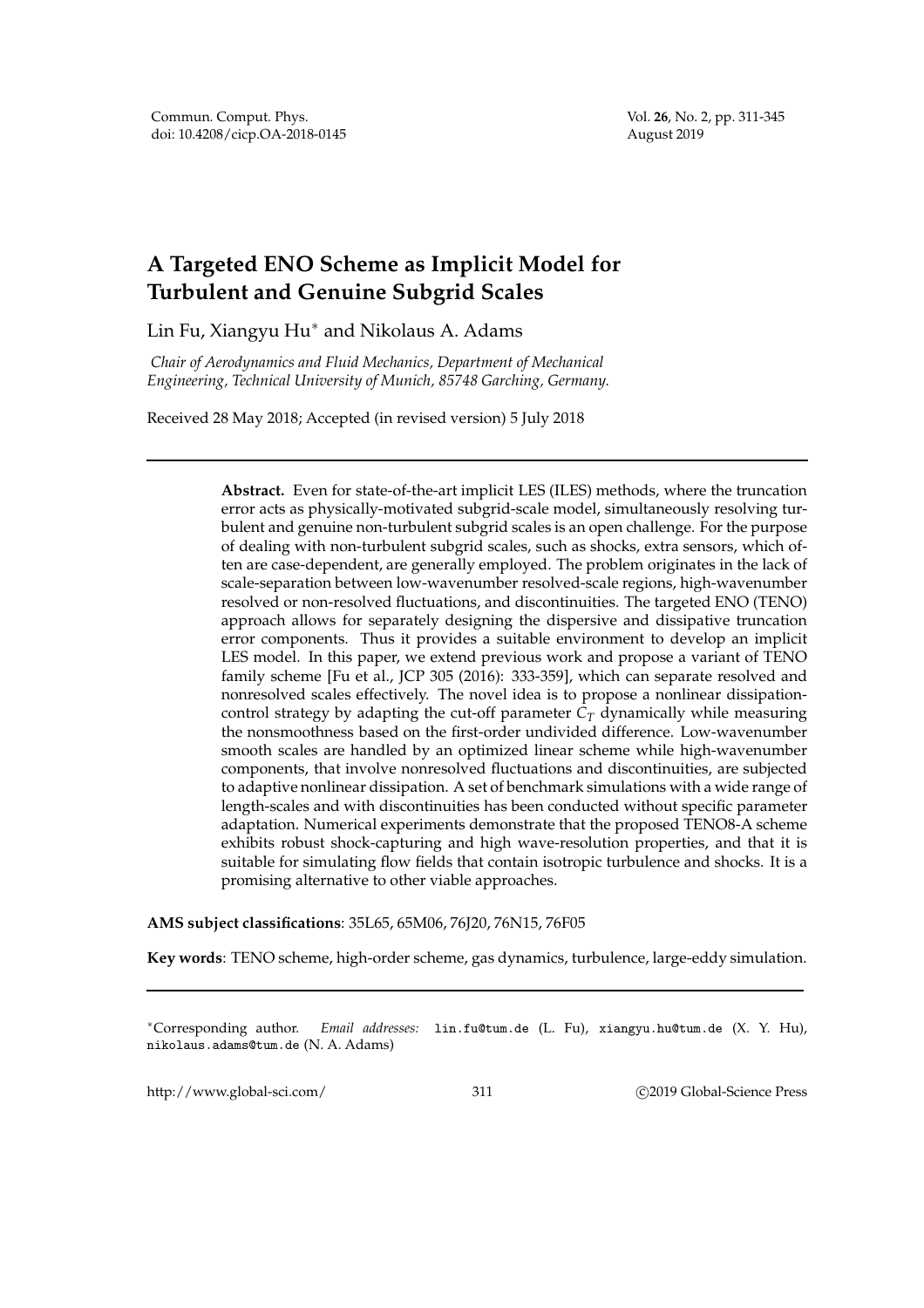# A Targeted ENO Scheme as Implicit Model for Turbulent and Genuine Subgrid Scales

Lin Fu, Xiangyu Hu* and Nikolaus A. Adams

*Chair of Aerodynamics and Fluid Mechanics, Department of Mechanical Engineering, Technical University of Munich, 85748 Garching, Germany.*

Received 28 May 2018; Accepted (in revised version) 5 July 2018

---

**Abstract.** Even for state-of-the-art implicit LES (ILES) methods, where the truncation error acts as physically-motivated subgrid-scale model, simultaneously resolving turbulent and genuine non-turbulent subgrid scales is an open challenge. For the purpose of dealing with non-turbulent subgrid scales, such as shocks, extra sensors, which often are case-dependent, are generally employed. The problem originates in the lack of scale-separation between low-wavenumber resolved-scale regions, high-wavenumber resolved or non-resolved fluctuations, and discontinuities. The targeted ENO (TENO) approach allows for separately designing the dispersive and dissipative truncation error components. Thus it provides a suitable environment to develop an implicit LES model. In this paper, we extend previous work and propose a variant of TENO family scheme [Fu et al., JCP 305 (2016): 333-359], which can separate resolved and nonresolved scales effectively. The novel idea is to propose a nonlinear dissipation-control strategy by adapting the cut-off parameter $C_T$ dynamically while measuring the nonsmoothness based on the first-order undivided difference. Low-wavenumber smooth scales are handled by an optimized linear scheme while high-wavenumber components, that involve nonresolved fluctuations and discontinuities, are subjected to adaptive nonlinear dissipation. A set of benchmark simulations with a wide range of length-scales and with discontinuities has been conducted without specific parameter adaptation. Numerical experiments demonstrate that the proposed TENO8-A scheme exhibits robust shock-capturing and high wave-resolution properties, and that it is suitable for simulating flow fields that contain isotropic turbulence and shocks. It is a promising alternative to other viable approaches.

**AMS subject classifications**: 35L65, 65M06, 76J20, 76N15, 76F05

**Key words**: TENO scheme, high-order scheme, gas dynamics, turbulence, large-eddy simulation.

---

*Corresponding author. *Email addresses:* lin.fu@tum.de (L. Fu), xiangyu.hu@tum.de (X. Y. Hu), nikolaus.adams@tum.de (N. A. Adams)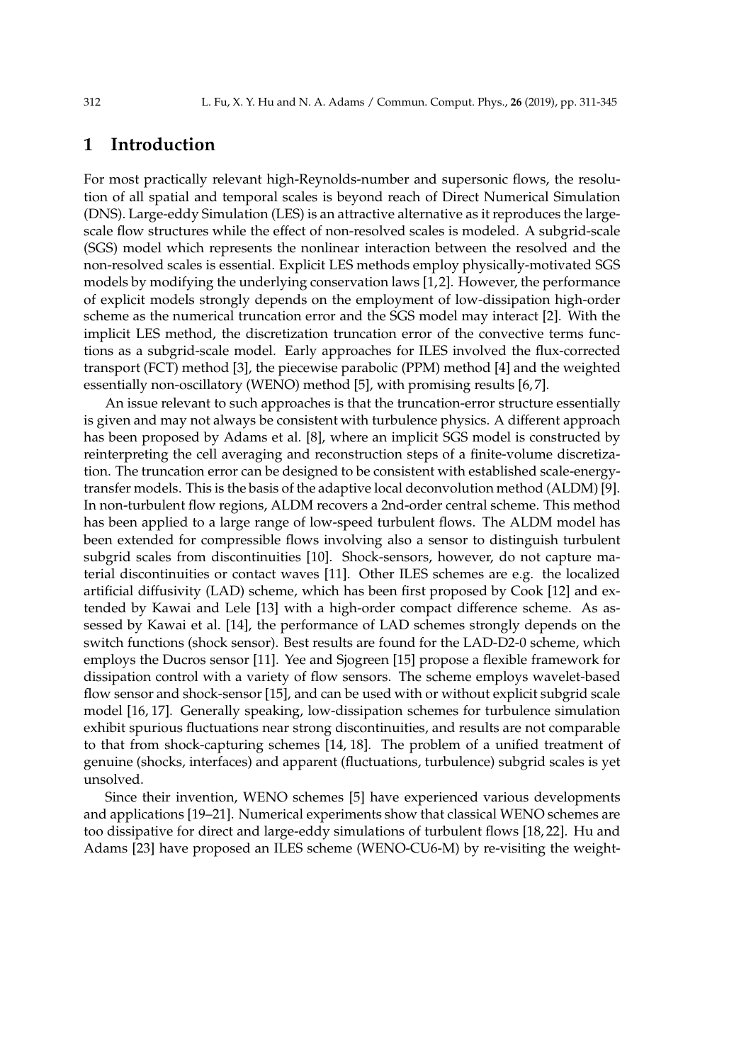## 1 Introduction

For most practically relevant high-Reynolds-number and supersonic flows, the resolution of all spatial and temporal scales is beyond reach of Direct Numerical Simulation (DNS). Large-eddy Simulation (LES) is an attractive alternative as it reproduces the large-scale flow structures while the effect of non-resolved scales is modeled. A subgrid-scale (SGS) model which represents the nonlinear interaction between the resolved and the non-resolved scales is essential. Explicit LES methods employ physically-motivated SGS models by modifying the underlying conservation laws [1,2]. However, the performance of explicit models strongly depends on the employment of low-dissipation high-order scheme as the numerical truncation error and the SGS model may interact [2]. With the implicit LES method, the discretization truncation error of the convective terms functions as a subgrid-scale model. Early approaches for ILES involved the flux-corrected transport (FCT) method [3], the piecewise parabolic (PPM) method [4] and the weighted essentially non-oscillatory (WENO) method [5], with promising results [6,7].

An issue relevant to such approaches is that the truncation-error structure essentially is given and may not always be consistent with turbulence physics. A different approach has been proposed by Adams et al. [8], where an implicit SGS model is constructed by reinterpreting the cell averaging and reconstruction steps of a finite-volume discretization. The truncation error can be designed to be consistent with established scale-energy-transfer models. This is the basis of the adaptive local deconvolution method (ALDM) [9]. In non-turbulent flow regions, ALDM recovers a 2nd-order central scheme. This method has been applied to a large range of low-speed turbulent flows. The ALDM model has been extended for compressible flows involving also a sensor to distinguish turbulent subgrid scales from discontinuities [10]. Shock-sensors, however, do not capture material discontinuities or contact waves [11]. Other ILES schemes are e.g. the localized artificial diffusivity (LAD) scheme, which has been first proposed by Cook [12] and extended by Kawai and Lele [13] with a high-order compact difference scheme. As assessed by Kawai et al. [14], the performance of LAD schemes strongly depends on the switch functions (shock sensor). Best results are found for the LAD-D2-0 scheme, which employs the Ducros sensor [11]. Yee and Sjogreen [15] propose a flexible framework for dissipation control with a variety of flow sensors. The scheme employs wavelet-based flow sensor and shock-sensor [15], and can be used with or without explicit subgrid scale model [16, 17]. Generally speaking, low-dissipation schemes for turbulence simulation exhibit spurious fluctuations near strong discontinuities, and results are not comparable to that from shock-capturing schemes [14, 18]. The problem of a unified treatment of genuine (shocks, interfaces) and apparent (fluctuations, turbulence) subgrid scales is yet unsolved.

Since their invention, WENO schemes [5] have experienced various developments and applications [19–21]. Numerical experiments show that classical WENO schemes are too dissipative for direct and large-eddy simulations of turbulent flows [18, 22]. Hu and Adams [23] have proposed an ILES scheme (WENO-CU6-M) by re-visiting the weight-